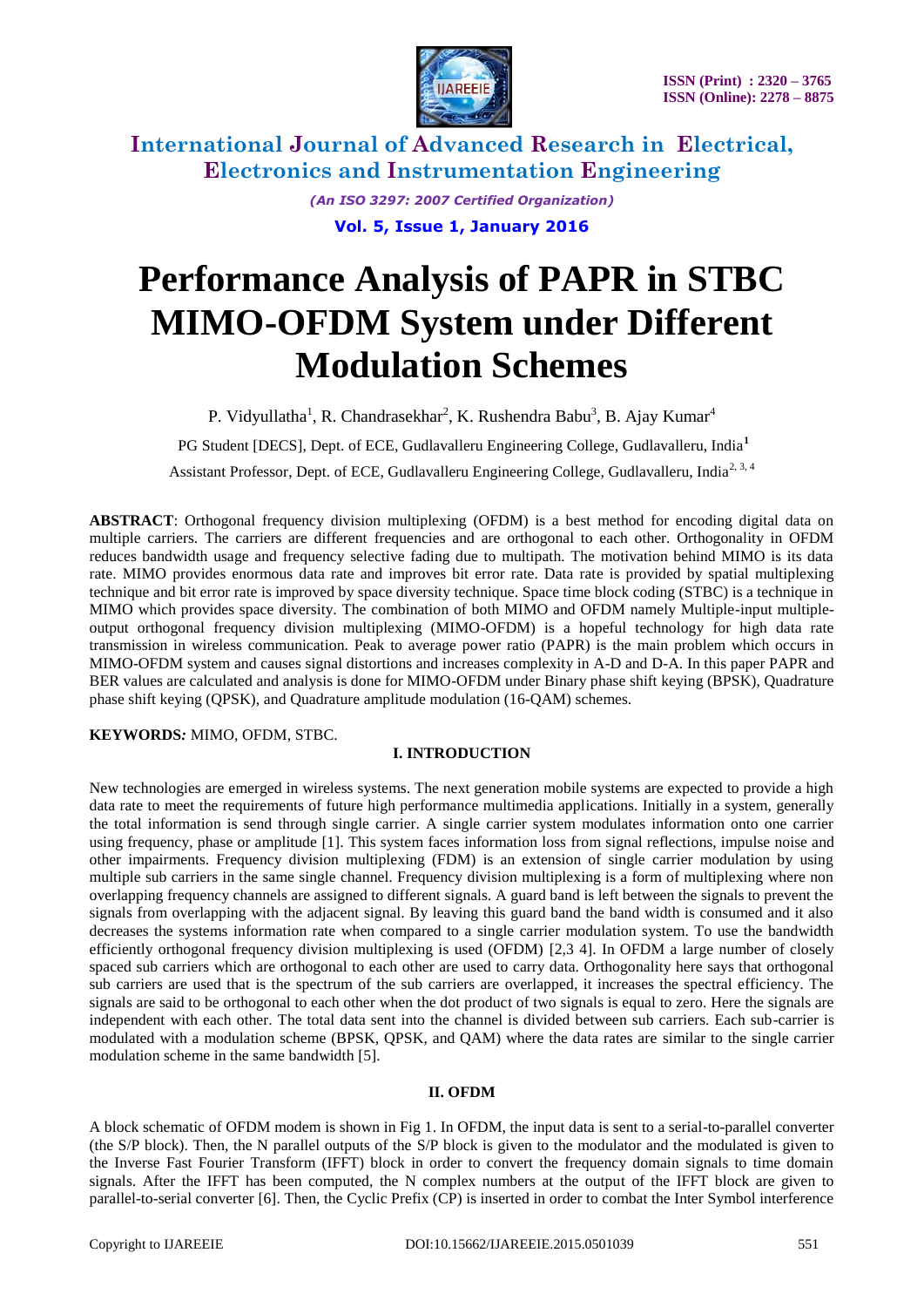# Performance Analysis of PAPR in STBC MIMO-OFDM System under Different Modulation Schemes

P. Vidyullatha[1], R. Chandrasekhar[2], K. Rushendra Babu[3], B. Ajay Kumar[4]

PG Student [DECS], Dept. of ECE, Gudlavalleru Engineering College, Gudlavalleru, India[1]

Assistant Professor, Dept. of ECE, Gudlavalleru Engineering College, Gudlavalleru, India[2, 3, 4]

**ABSTRACT**: Orthogonal frequency division multiplexing (OFDM) is a best method for encoding digital data on multiple carriers. The carriers are different frequencies and are orthogonal to each other. Orthogonality in OFDM reduces bandwidth usage and frequency selective fading due to multipath. The motivation behind MIMO is its data rate. MIMO provides enormous data rate and improves bit error rate. Data rate is provided by spatial multiplexing technique and bit error rate is improved by space diversity technique. Space time block coding (STBC) is a technique in MIMO which provides space diversity. The combination of both MIMO and OFDM namely Multiple-input multiple-output orthogonal frequency division multiplexing (MIMO-OFDM) is a hopeful technology for high data rate transmission in wireless communication. Peak to average power ratio (PAPR) is the main problem which occurs in MIMO-OFDM system and causes signal distortions and increases complexity in A-D and D-A. In this paper PAPR and BER values are calculated and analysis is done for MIMO-OFDM under Binary phase shift keying (BPSK), Quadrature phase shift keying (QPSK), and Quadrature amplitude modulation (16-QAM) schemes.

**KEYWORDS:** MIMO, OFDM, STBC.

## I. INTRODUCTION

New technologies are emerged in wireless systems. The next generation mobile systems are expected to provide a high data rate to meet the requirements of future high performance multimedia applications. Initially in a system, generally the total information is send through single carrier. A single carrier system modulates information onto one carrier using frequency, phase or amplitude [1]. This system faces information loss from signal reflections, impulse noise and other impairments. Frequency division multiplexing (FDM) is an extension of single carrier modulation by using multiple sub carriers in the same single channel. Frequency division multiplexing is a form of multiplexing where non overlapping frequency channels are assigned to different signals. A guard band is left between the signals to prevent the signals from overlapping with the adjacent signal. By leaving this guard band the band width is consumed and it also decreases the systems information rate when compared to a single carrier modulation system. To use the bandwidth efficiently orthogonal frequency division multiplexing is used (OFDM) [2,3 4]. In OFDM a large number of closely spaced sub carriers which are orthogonal to each other are used to carry data. Orthogonality here says that orthogonal sub carriers are used that is the spectrum of the sub carriers are overlapped, it increases the spectral efficiency. The signals are said to be orthogonal to each other when the dot product of two signals is equal to zero. Here the signals are independent with each other. The total data sent into the channel is divided between sub carriers. Each sub-carrier is modulated with a modulation scheme (BPSK, QPSK, and QAM) where the data rates are similar to the single carrier modulation scheme in the same bandwidth [5].

## II. OFDM

A block schematic of OFDM modem is shown in Fig 1. In OFDM, the input data is sent to a serial-to-parallel converter (the S/P block). Then, the N parallel outputs of the S/P block is given to the modulator and the modulated is given to the Inverse Fast Fourier Transform (IFFT) block in order to convert the frequency domain signals to time domain signals. After the IFFT has been computed, the N complex numbers at the output of the IFFT block are given to parallel-to-serial converter [6]. Then, the Cyclic Prefix (CP) is inserted in order to combat the Inter Symbol interference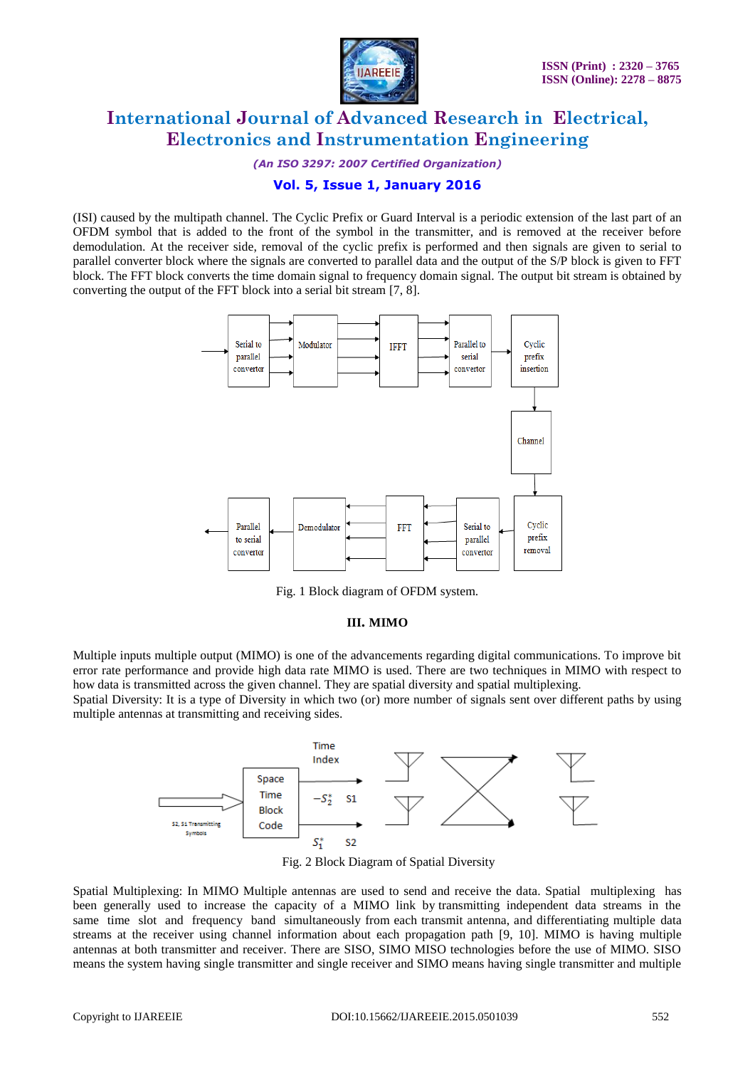(ISI) caused by the multipath channel. The Cyclic Prefix or Guard Interval is a periodic extension of the last part of an OFDM symbol that is added to the front of the symbol in the transmitter, and is removed at the receiver before demodulation. At the receiver side, removal of the cyclic prefix is performed and then signals are given to serial to parallel converter block where the signals are converted to parallel data and the output of the S/P block is given to FFT block. The FFT block converts the time domain signal to frequency domain signal. The output bit stream is obtained by converting the output of the FFT block into a serial bit stream [7, 8].

Fig. 1 Block diagram of OFDM system.

## III. MIMO

Multiple inputs multiple output (MIMO) is one of the advancements regarding digital communications. To improve bit error rate performance and provide high data rate MIMO is used. There are two techniques in MIMO with respect to how data is transmitted across the given channel. They are spatial diversity and spatial multiplexing.

Spatial Diversity: It is a type of Diversity in which two (or) more number of signals sent over different paths by using multiple antennas at transmitting and receiving sides.

Fig. 2 Block Diagram of Spatial Diversity

Spatial Multiplexing: In MIMO Multiple antennas are used to send and receive the data. Spatial multiplexing has been generally used to increase the capacity of a MIMO link by transmitting independent data streams in the same time slot and frequency band simultaneously from each transmit antenna, and differentiating multiple data streams at the receiver using channel information about each propagation path [9, 10]. MIMO is having multiple antennas at both transmitter and receiver. There are SISO, SIMO MISO technologies before the use of MIMO. SISO means the system having single transmitter and single receiver and SIMO means having single transmitter and multiple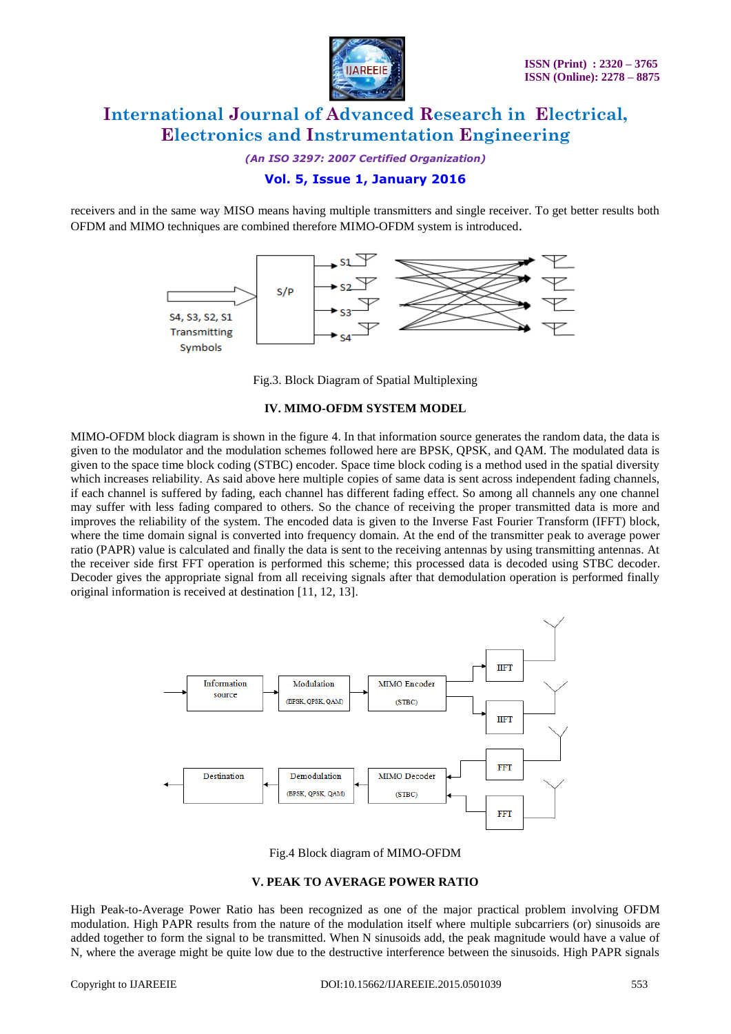receivers and in the same way MISO means having multiple transmitters and single receiver. To get better results both OFDM and MIMO techniques are combined therefore MIMO-OFDM system is introduced.

Fig.3. Block Diagram of Spatial Multiplexing

## IV. MIMO-OFDM SYSTEM MODEL

MIMO-OFDM block diagram is shown in the figure 4. In that information source generates the random data, the data is given to the modulator and the modulation schemes followed here are BPSK, QPSK, and QAM. The modulated data is given to the space time block coding (STBC) encoder. Space time block coding is a method used in the spatial diversity which increases reliability. As said above here multiple copies of same data is sent across independent fading channels, if each channel is suffered by fading, each channel has different fading effect. So among all channels any one channel may suffer with less fading compared to others. So the chance of receiving the proper transmitted data is more and improves the reliability of the system. The encoded data is given to the Inverse Fast Fourier Transform (IFFT) block, where the time domain signal is converted into frequency domain. At the end of the transmitter peak to average power ratio (PAPR) value is calculated and finally the data is sent to the receiving antennas by using transmitting antennas. At the receiver side first FFT operation is performed this scheme; this processed data is decoded using STBC decoder. Decoder gives the appropriate signal from all receiving signals after that demodulation operation is performed finally original information is received at destination [11, 12, 13].

Fig.4 Block diagram of MIMO-OFDM

## V. PEAK TO AVERAGE POWER RATIO

High Peak-to-Average Power Ratio has been recognized as one of the major practical problem involving OFDM modulation. High PAPR results from the nature of the modulation itself where multiple subcarriers (or) sinusoids are added together to form the signal to be transmitted. When N sinusoids add, the peak magnitude would have a value of N, where the average might be quite low due to the destructive interference between the sinusoids. High PAPR signals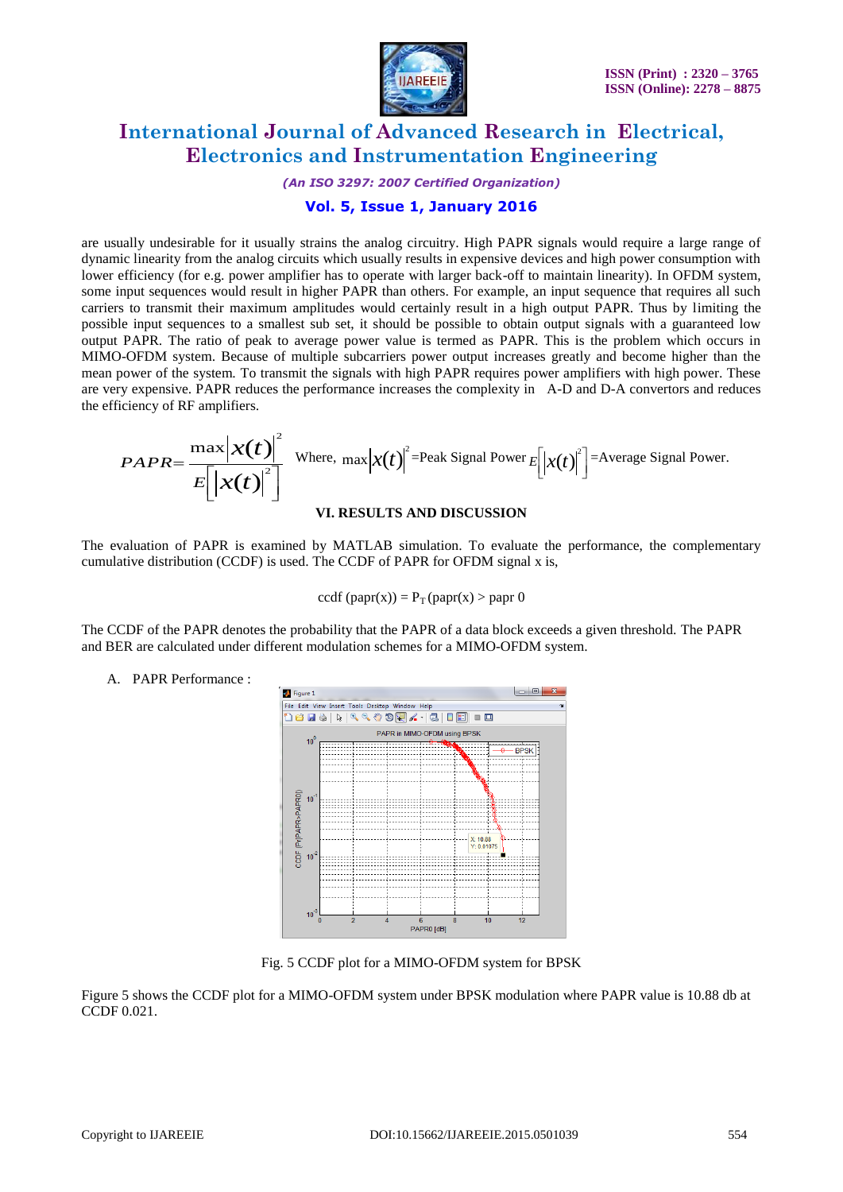are usually undesirable for it usually strains the analog circuitry. High PAPR signals would require a large range of dynamic linearity from the analog circuits which usually results in expensive devices and high power consumption with lower efficiency (for e.g. power amplifier has to operate with larger back-off to maintain linearity). In OFDM system, some input sequences would result in higher PAPR than others. For example, an input sequence that requires all such carriers to transmit their maximum amplitudes would certainly result in a high output PAPR. Thus by limiting the possible input sequences to a smallest sub set, it should be possible to obtain output signals with a guaranteed low output PAPR. The ratio of peak to average power value is termed as PAPR. This is the problem which occurs in MIMO-OFDM system. Because of multiple subcarriers power output increases greatly and become higher than the mean power of the system. To transmit the signals with high PAPR requires power amplifiers with high power. These are very expensive. PAPR reduces the performance increases the complexity in A-D and D-A convertors and reduces the efficiency of RF amplifiers.

$$PAPR = \frac{\max\left|x(t)\right|^2}{E\left[\left|x(t)\right|^2\right]}$$ Where, $\max\left|x(t)\right|^2$ =Peak Signal Power $E\left[\left|x(t)\right|^2\right]$ =Average Signal Power.

## VI. RESULTS AND DISCUSSION

The evaluation of PAPR is examined by MATLAB simulation. To evaluate the performance, the complementary cumulative distribution (CCDF) is used. The CCDF of PAPR for OFDM signal x is,

$$\text{ccdf}(\text{papr}(x)) = P_T(\text{papr}(x) > \text{papr } 0$$

The CCDF of the PAPR denotes the probability that the PAPR of a data block exceeds a given threshold. The PAPR and BER are calculated under different modulation schemes for a MIMO-OFDM system.

A. PAPR Performance :

Fig. 5 CCDF plot for a MIMO-OFDM system for BPSK

Figure 5 shows the CCDF plot for a MIMO-OFDM system under BPSK modulation where PAPR value is 10.88 db at CCDF 0.021.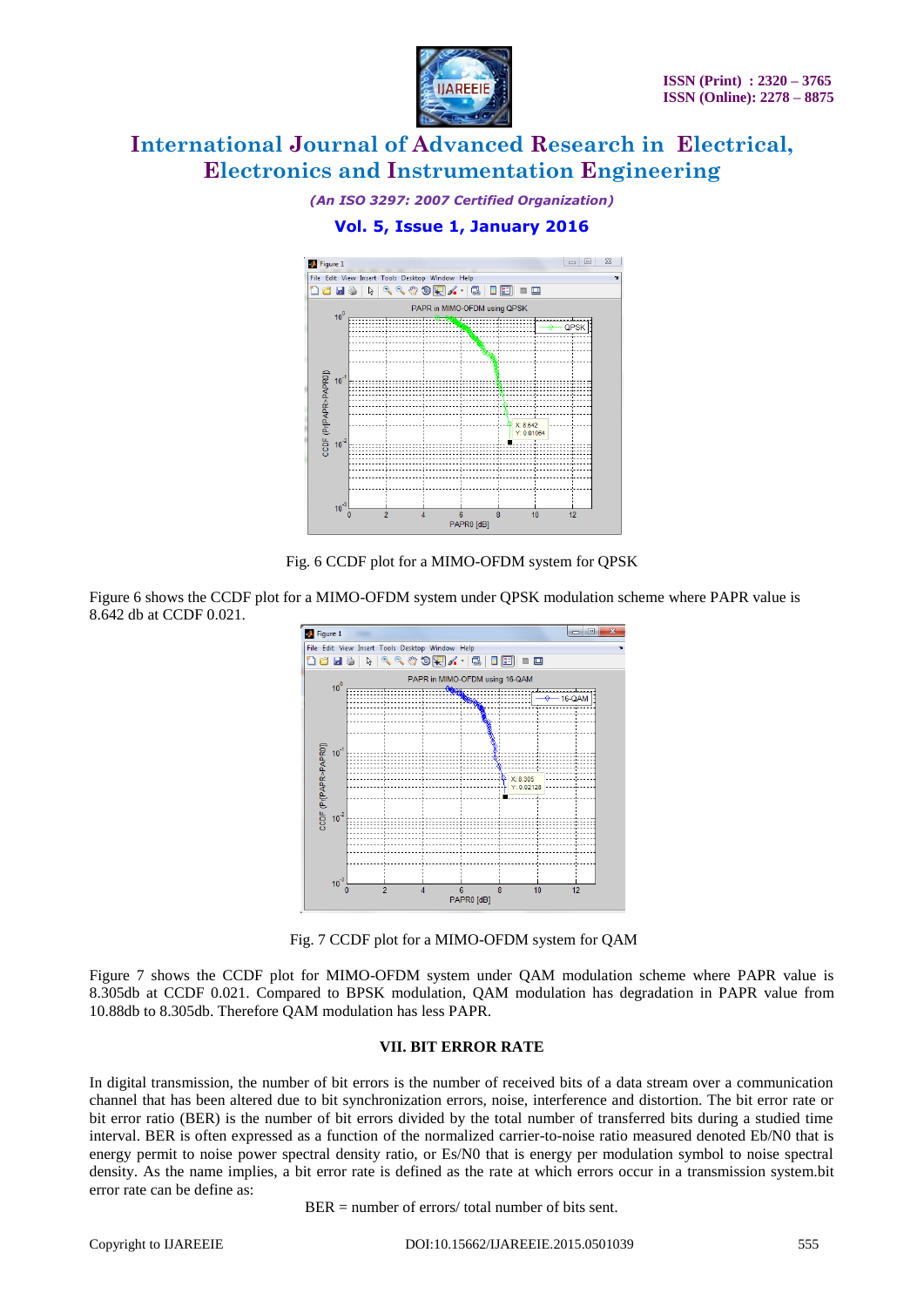Fig. 6 CCDF plot for a MIMO-OFDM system for QPSK

Figure 6 shows the CCDF plot for a MIMO-OFDM system under QPSK modulation scheme where PAPR value is 8.642 db at CCDF 0.021.

Fig. 7 CCDF plot for a MIMO-OFDM system for QAM

Figure 7 shows the CCDF plot for MIMO-OFDM system under QAM modulation scheme where PAPR value is 8.305db at CCDF 0.021. Compared to BPSK modulation, QAM modulation has degradation in PAPR value from 10.88db to 8.305db. Therefore QAM modulation has less PAPR.

## VII. BIT ERROR RATE

In digital transmission, the number of bit errors is the number of received bits of a data stream over a communication channel that has been altered due to bit synchronization errors, noise, interference and distortion. The bit error rate or bit error ratio (BER) is the number of bit errors divided by the total number of transferred bits during a studied time interval. BER is often expressed as a function of the normalized carrier-to-noise ratio measured denoted Eb/N0 that is energy permit to noise power spectral density ratio, or Es/N0 that is energy per modulation symbol to noise spectral density. As the name implies, a bit error rate is defined as the rate at which errors occur in a transmission system.bit error rate can be define as:

BER = number of errors/ total number of bits sent.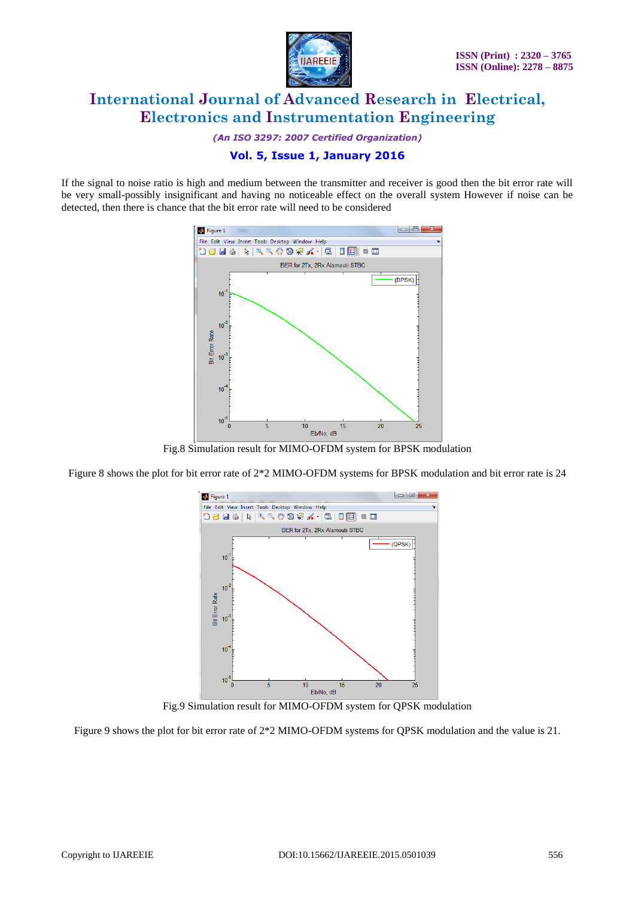If the signal to noise ratio is high and medium between the transmitter and receiver is good then the bit error rate will be very small-possibly insignificant and having no noticeable effect on the overall system However if noise can be detected, then there is chance that the bit error rate will need to be considered

Fig.8 Simulation result for MIMO-OFDM system for BPSK modulation

Figure 8 shows the plot for bit error rate of 2*2 MIMO-OFDM systems for BPSK modulation and bit error rate is 24

Fig.9 Simulation result for MIMO-OFDM system for QPSK modulation

Figure 9 shows the plot for bit error rate of 2*2 MIMO-OFDM systems for QPSK modulation and the value is 21.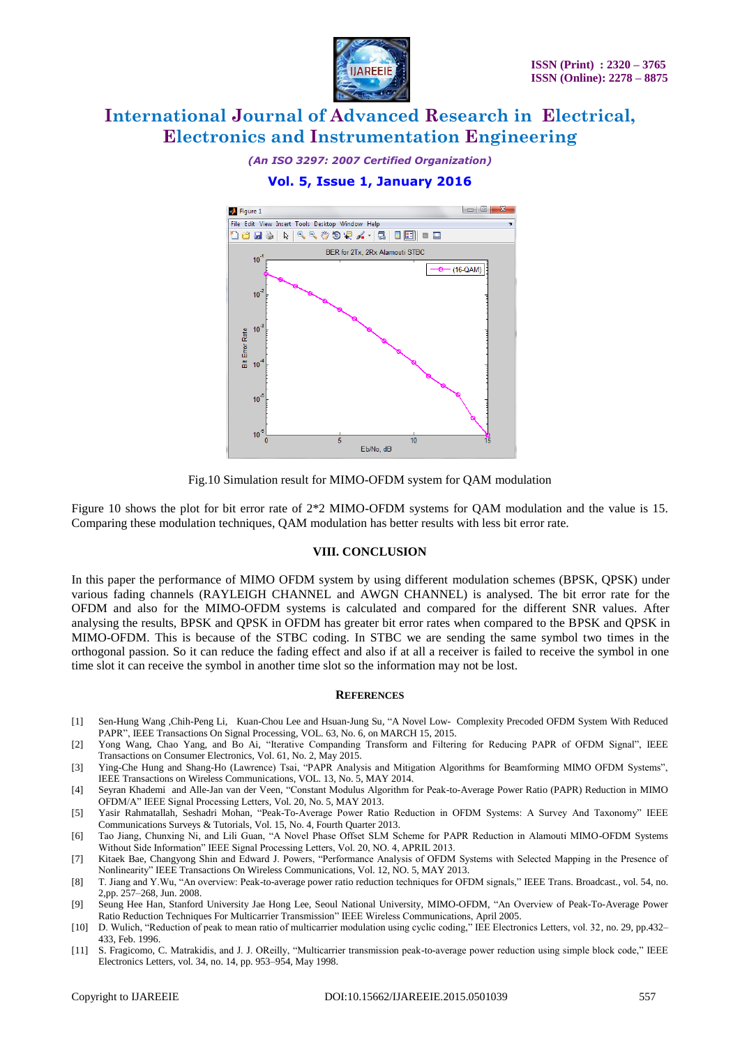Fig.10 Simulation result for MIMO-OFDM system for QAM modulation

Figure 10 shows the plot for bit error rate of 2*2 MIMO-OFDM systems for QAM modulation and the value is 15. Comparing these modulation techniques, QAM modulation has better results with less bit error rate.

## VIII. CONCLUSION

In this paper the performance of MIMO OFDM system by using different modulation schemes (BPSK, QPSK) under various fading channels (RAYLEIGH CHANNEL and AWGN CHANNEL) is analysed. The bit error rate for the OFDM and also for the MIMO-OFDM systems is calculated and compared for the different SNR values. After analysing the results, BPSK and QPSK in OFDM has greater bit error rates when compared to the BPSK and QPSK in MIMO-OFDM. This is because of the STBC coding. In STBC we are sending the same symbol two times in the orthogonal passion. So it can reduce the fading effect and also if at all a receiver is failed to receive the symbol in one time slot it can receive the symbol in another time slot so the information may not be lost.

## REFERENCES

[1] Sen-Hung Wang ,Chih-Peng Li, Kuan-Chou Lee and Hsuan-Jung Su, "A Novel Low- Complexity Precoded OFDM System With Reduced PAPR", IEEE Transactions On Signal Processing, VOL. 63, No. 6, on MARCH 15, 2015.

[2] Yong Wang, Chao Yang, and Bo Ai, "Iterative Companding Transform and Filtering for Reducing PAPR of OFDM Signal", IEEE Transactions on Consumer Electronics, Vol. 61, No. 2, May 2015.

[3] Ying-Che Hung and Shang-Ho (Lawrence) Tsai, "PAPR Analysis and Mitigation Algorithms for Beamforming MIMO OFDM Systems", IEEE Transactions on Wireless Communications, VOL. 13, No. 5, MAY 2014.

[4] Seyran Khademi and Alle-Jan van der Veen, "Constant Modulus Algorithm for Peak-to-Average Power Ratio (PAPR) Reduction in MIMO OFDM/A" IEEE Signal Processing Letters, Vol. 20, No. 5, MAY 2013.

[5] Yasir Rahmatallah, Seshadri Mohan, "Peak-To-Average Power Ratio Reduction in OFDM Systems: A Survey And Taxonomy" IEEE Communications Surveys & Tutorials, Vol. 15, No. 4, Fourth Quarter 2013.

[6] Tao Jiang, Chunxing Ni, and Lili Guan, "A Novel Phase Offset SLM Scheme for PAPR Reduction in Alamouti MIMO-OFDM Systems Without Side Information" IEEE Signal Processing Letters, Vol. 20, NO. 4, APRIL 2013.

[7] Kitaek Bae, Changyong Shin and Edward J. Powers, "Performance Analysis of OFDM Systems with Selected Mapping in the Presence of Nonlinearity" IEEE Transactions On Wireless Communications, Vol. 12, NO. 5, MAY 2013.

[8] T. Jiang and Y.Wu, "An overview: Peak-to-average power ratio reduction techniques for OFDM signals," IEEE Trans. Broadcast., vol. 54, no. 2,pp. 257–268, Jun. 2008.

[9] Seung Hee Han, Stanford University Jae Hong Lee, Seoul National University, MIMO-OFDM, "An Overview of Peak-To-Average Power Ratio Reduction Techniques For Multicarrier Transmission" IEEE Wireless Communications, April 2005.

[10] D. Wulich, "Reduction of peak to mean ratio of multicarrier modulation using cyclic coding," IEE Electronics Letters, vol. 32, no. 29, pp.432–433, Feb. 1996.

[11] S. Fragicomo, C. Matrakidis, and J. J. OReilly, "Multicarrier transmission peak-to-average power reduction using simple block code," IEEE Electronics Letters, vol. 34, no. 14, pp. 953–954, May 1998.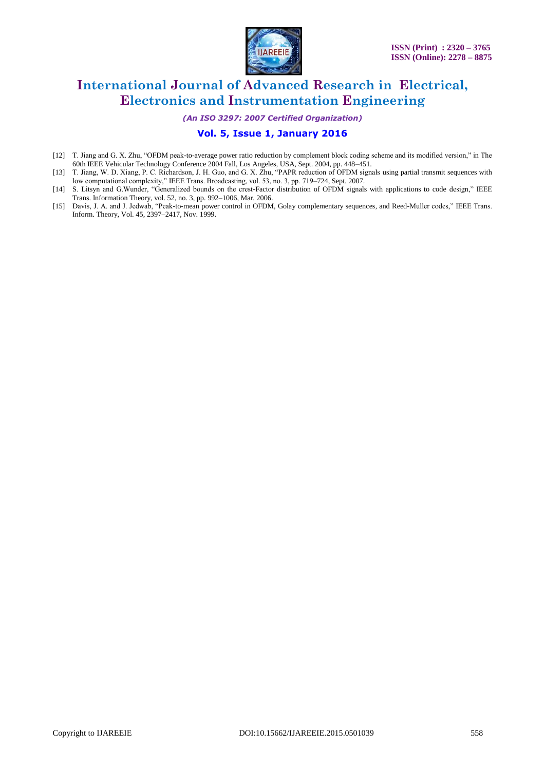[12] T. Jiang and G. X. Zhu, "OFDM peak-to-average power ratio reduction by complement block coding scheme and its modified version," in The 60th IEEE Vehicular Technology Conference 2004 Fall, Los Angeles, USA, Sept. 2004, pp. 448–451.

[13] T. Jiang, W. D. Xiang, P. C. Richardson, J. H. Guo, and G. X. Zhu, "PAPR reduction of OFDM signals using partial transmit sequences with low computational complexity," IEEE Trans. Broadcasting, vol. 53, no. 3, pp. 719–724, Sept. 2007.

[14] S. Litsyn and G.Wunder, "Generalized bounds on the crest-Factor distribution of OFDM signals with applications to code design," IEEE Trans. Information Theory, vol. 52, no. 3, pp. 992–1006, Mar. 2006.

[15] Davis, J. A. and J. Jedwab, "Peak-to-mean power control in OFDM, Golay complementary sequences, and Reed-Muller codes," IEEE Trans. Inform. Theory, Vol. 45, 2397–2417, Nov. 1999.